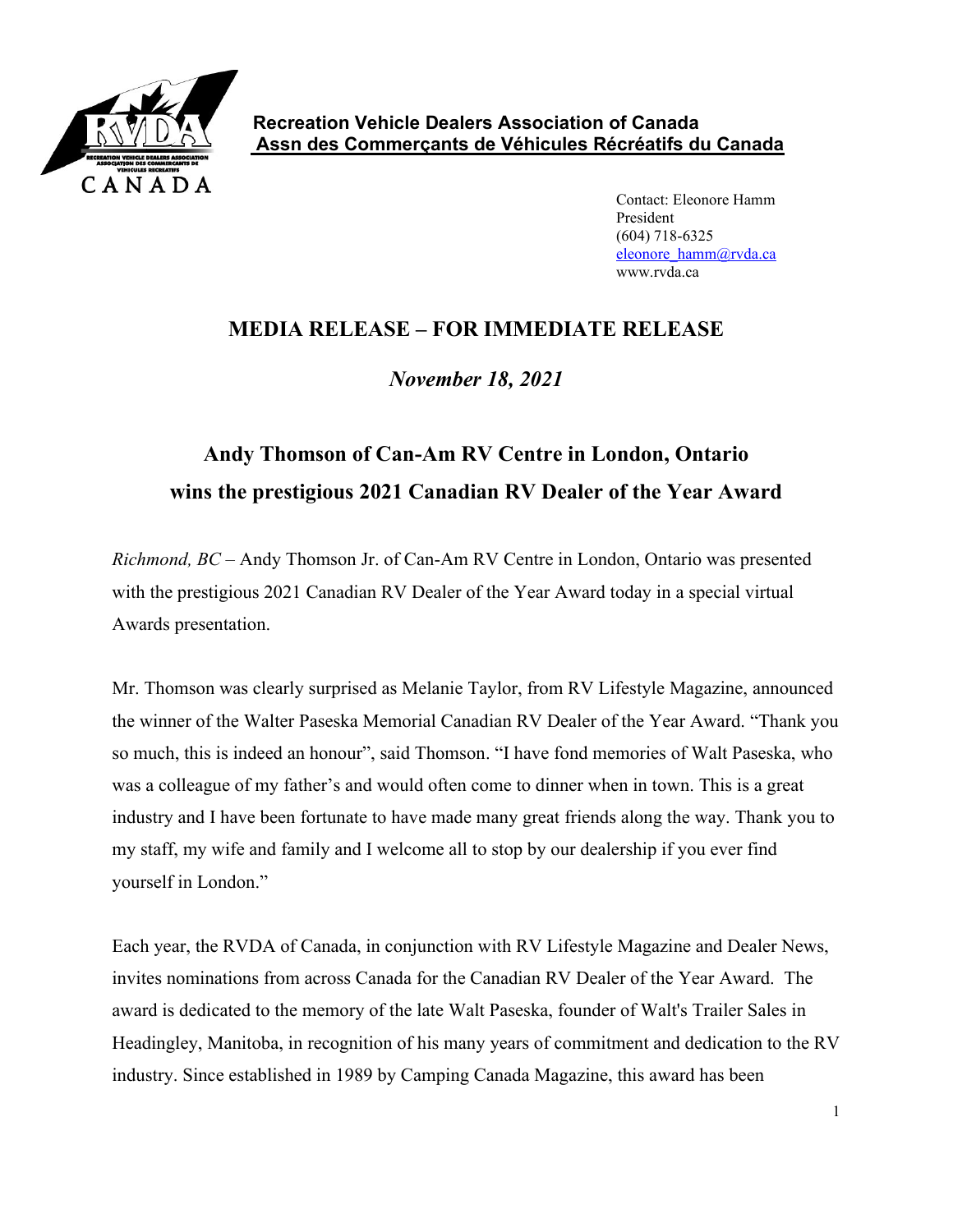**Recreation Vehicle Dealers Association of Canada**
**Assn des Commerçants de Véhicules Récréatifs du Canada**

Contact: Eleonore Hamm
President
(604) 718-6325
eleonore_hamm@rvda.ca
www.rvda.ca

# MEDIA RELEASE – FOR IMMEDIATE RELEASE

***November 18, 2021***

## Andy Thomson of Can-Am RV Centre in London, Ontario wins the prestigious 2021 Canadian RV Dealer of the Year Award

*Richmond, BC* – Andy Thomson Jr. of Can-Am RV Centre in London, Ontario was presented with the prestigious 2021 Canadian RV Dealer of the Year Award today in a special virtual Awards presentation.

Mr. Thomson was clearly surprised as Melanie Taylor, from RV Lifestyle Magazine, announced the winner of the Walter Paseska Memorial Canadian RV Dealer of the Year Award. "Thank you so much, this is indeed an honour", said Thomson. "I have fond memories of Walt Paseska, who was a colleague of my father's and would often come to dinner when in town. This is a great industry and I have been fortunate to have made many great friends along the way. Thank you to my staff, my wife and family and I welcome all to stop by our dealership if you ever find yourself in London."

Each year, the RVDA of Canada, in conjunction with RV Lifestyle Magazine and Dealer News, invites nominations from across Canada for the Canadian RV Dealer of the Year Award. The award is dedicated to the memory of the late Walt Paseska, founder of Walt's Trailer Sales in Headingley, Manitoba, in recognition of his many years of commitment and dedication to the RV industry. Since established in 1989 by Camping Canada Magazine, this award has been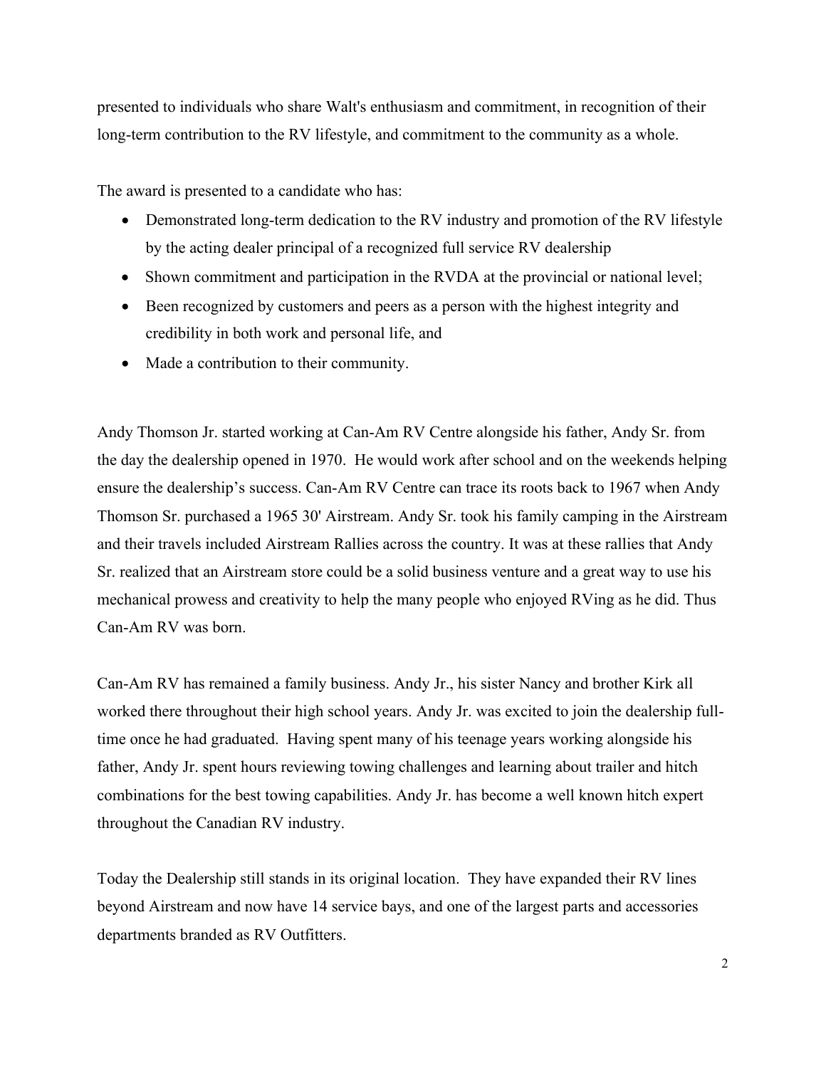presented to individuals who share Walt's enthusiasm and commitment, in recognition of their long-term contribution to the RV lifestyle, and commitment to the community as a whole.

The award is presented to a candidate who has:

- Demonstrated long-term dedication to the RV industry and promotion of the RV lifestyle by the acting dealer principal of a recognized full service RV dealership
- Shown commitment and participation in the RVDA at the provincial or national level;
- Been recognized by customers and peers as a person with the highest integrity and credibility in both work and personal life, and
- Made a contribution to their community.

Andy Thomson Jr. started working at Can-Am RV Centre alongside his father, Andy Sr. from the day the dealership opened in 1970. He would work after school and on the weekends helping ensure the dealership's success. Can-Am RV Centre can trace its roots back to 1967 when Andy Thomson Sr. purchased a 1965 30' Airstream. Andy Sr. took his family camping in the Airstream and their travels included Airstream Rallies across the country. It was at these rallies that Andy Sr. realized that an Airstream store could be a solid business venture and a great way to use his mechanical prowess and creativity to help the many people who enjoyed RVing as he did. Thus Can-Am RV was born.

Can-Am RV has remained a family business. Andy Jr., his sister Nancy and brother Kirk all worked there throughout their high school years. Andy Jr. was excited to join the dealership full-time once he had graduated. Having spent many of his teenage years working alongside his father, Andy Jr. spent hours reviewing towing challenges and learning about trailer and hitch combinations for the best towing capabilities. Andy Jr. has become a well known hitch expert throughout the Canadian RV industry.

Today the Dealership still stands in its original location. They have expanded their RV lines beyond Airstream and now have 14 service bays, and one of the largest parts and accessories departments branded as RV Outfitters.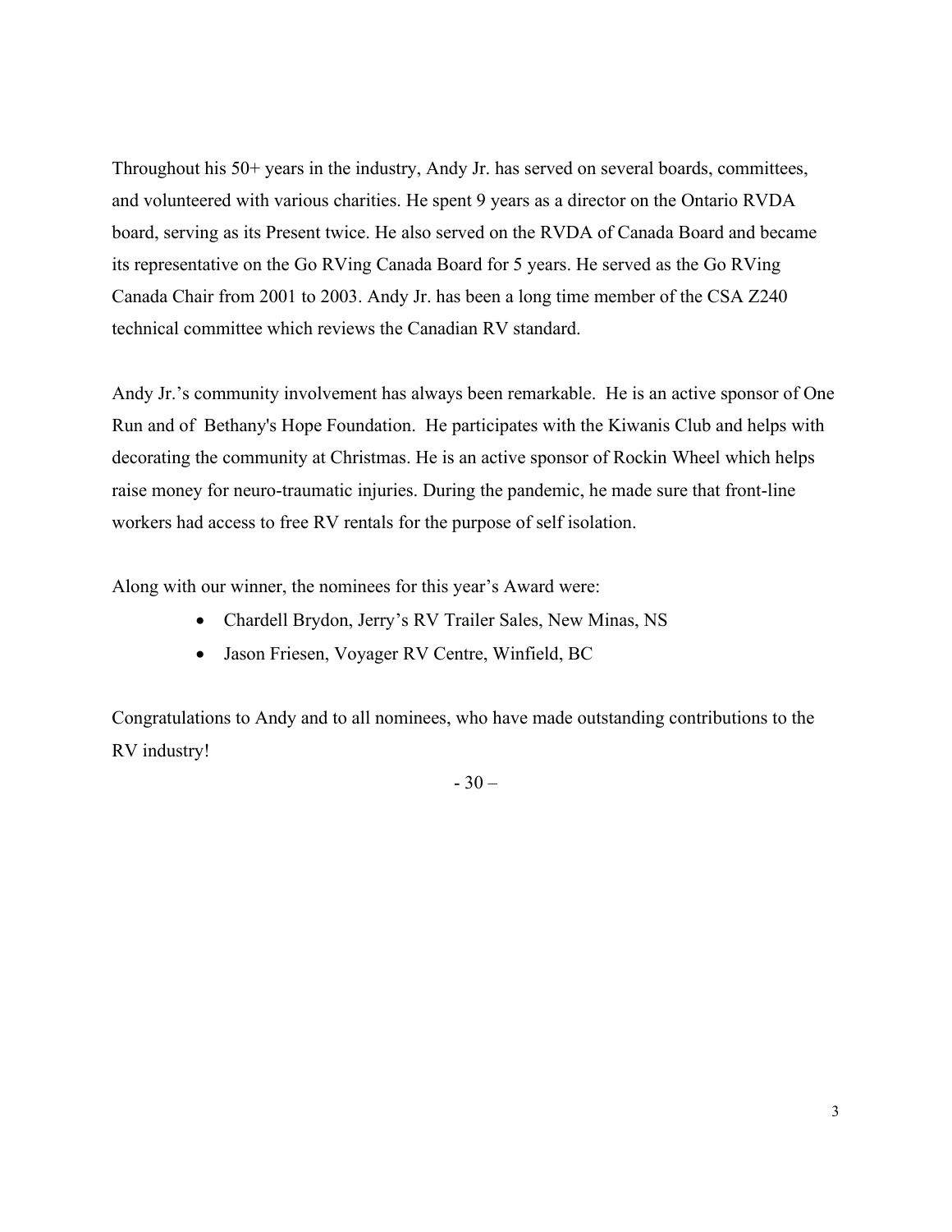Throughout his 50+ years in the industry, Andy Jr. has served on several boards, committees, and volunteered with various charities. He spent 9 years as a director on the Ontario RVDA board, serving as its Present twice. He also served on the RVDA of Canada Board and became its representative on the Go RVing Canada Board for 5 years. He served as the Go RVing Canada Chair from 2001 to 2003. Andy Jr. has been a long time member of the CSA Z240 technical committee which reviews the Canadian RV standard.

Andy Jr.'s community involvement has always been remarkable. He is an active sponsor of One Run and of Bethany's Hope Foundation. He participates with the Kiwanis Club and helps with decorating the community at Christmas. He is an active sponsor of Rockin Wheel which helps raise money for neuro-traumatic injuries. During the pandemic, he made sure that front-line workers had access to free RV rentals for the purpose of self isolation.

Along with our winner, the nominees for this year's Award were:

- Chardell Brydon, Jerry's RV Trailer Sales, New Minas, NS
- Jason Friesen, Voyager RV Centre, Winfield, BC

Congratulations to Andy and to all nominees, who have made outstanding contributions to the RV industry!

- 30 –